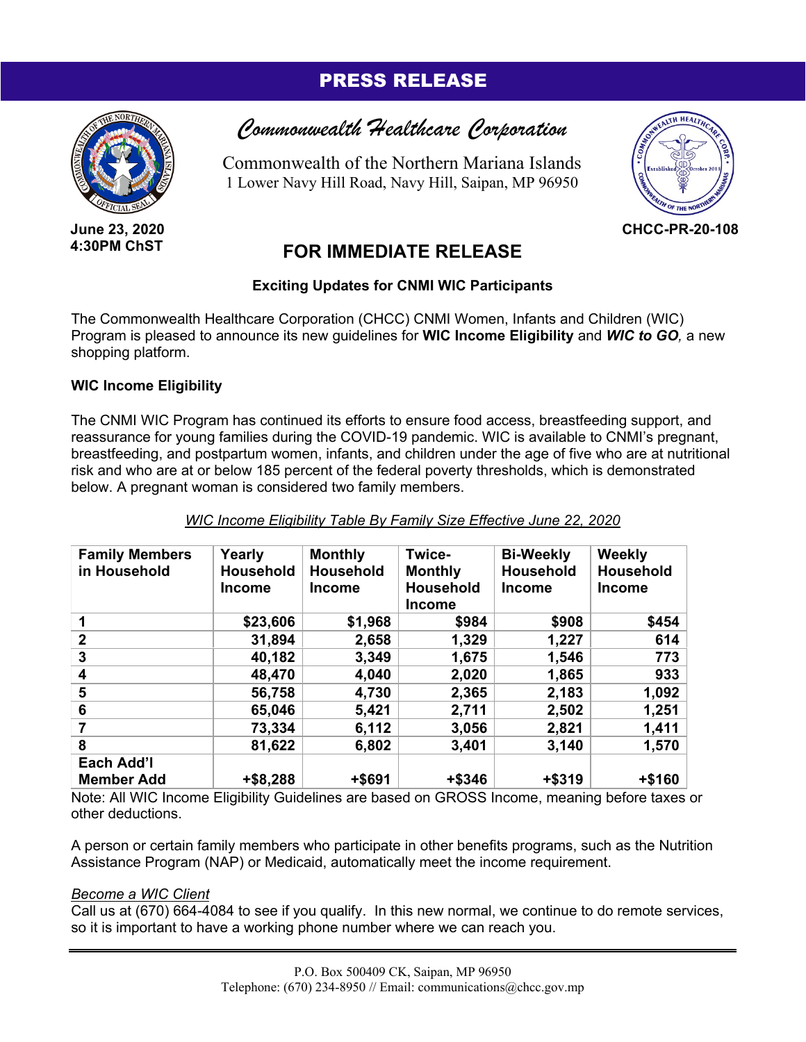# PRESS RELEASE

## Commonwealth Healthcare Corporation

Commonwealth of the Northern Mariana Islands
1 Lower Navy Hill Road, Navy Hill, Saipan, MP 96950

**June 23, 2020**
**4:30PM ChST**

**CHCC-PR-20-108**

## FOR IMMEDIATE RELEASE

### Exciting Updates for CNMI WIC Participants

The Commonwealth Healthcare Corporation (CHCC) CNMI Women, Infants and Children (WIC) Program is pleased to announce its new guidelines for **WIC Income Eligibility** and ***WIC to GO***, a new shopping platform.

**WIC Income Eligibility**

The CNMI WIC Program has continued its efforts to ensure food access, breastfeeding support, and reassurance for young families during the COVID-19 pandemic. WIC is available to CNMI's pregnant, breastfeeding, and postpartum women, infants, and children under the age of five who are at nutritional risk and who are at or below 185 percent of the federal poverty thresholds, which is demonstrated below. A pregnant woman is considered two family members.

*WIC Income Eligibility Table By Family Size Effective June 22, 2020*

| Family Members in Household | Yearly Household Income | Monthly Household Income | Twice-Monthly Household Income | Bi-Weekly Household Income | Weekly Household Income |
|---|---|---|---|---|---|
| 1 | $23,606 | $1,968 | $984 | $908 | $454 |
| 2 | 31,894 | 2,658 | 1,329 | 1,227 | 614 |
| 3 | 40,182 | 3,349 | 1,675 | 1,546 | 773 |
| 4 | 48,470 | 4,040 | 2,020 | 1,865 | 933 |
| 5 | 56,758 | 4,730 | 2,365 | 2,183 | 1,092 |
| 6 | 65,046 | 5,421 | 2,711 | 2,502 | 1,251 |
| 7 | 73,334 | 6,112 | 3,056 | 2,821 | 1,411 |
| 8 | 81,622 | 6,802 | 3,401 | 3,140 | 1,570 |
| Each Add'l Member Add | +$8,288 | +$691 | +$346 | +$319 | +$160 |

Note: All WIC Income Eligibility Guidelines are based on GROSS Income, meaning before taxes or other deductions.

A person or certain family members who participate in other benefits programs, such as the Nutrition Assistance Program (NAP) or Medicaid, automatically meet the income requirement.

*Become a WIC Client*
Call us at (670) 664-4084 to see if you qualify. In this new normal, we continue to do remote services, so it is important to have a working phone number where we can reach you.

P.O. Box 500409 CK, Saipan, MP 96950
Telephone: (670) 234-8950 // Email: communications@chcc.gov.mp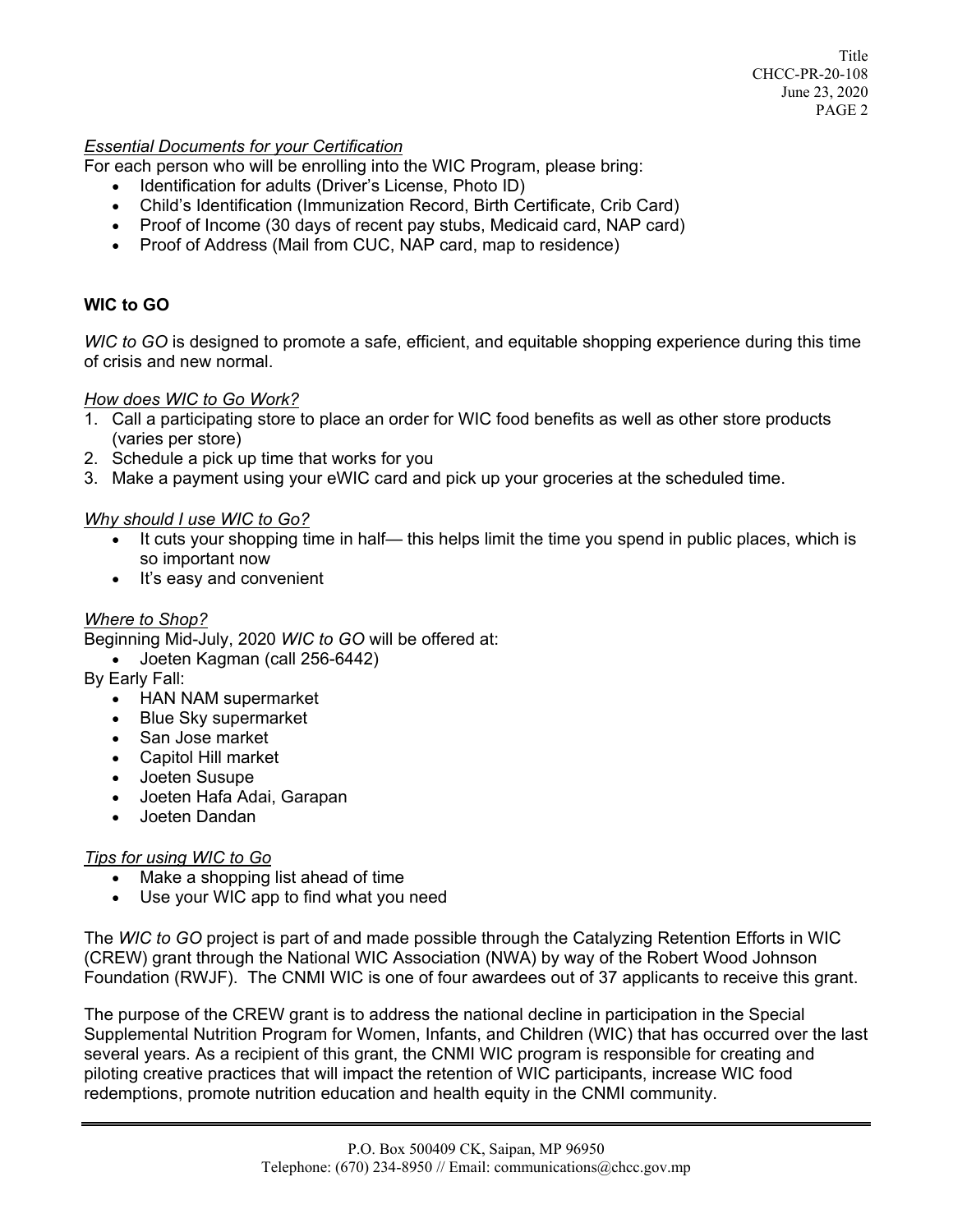*Essential Documents for your Certification*

For each person who will be enrolling into the WIC Program, please bring:

- Identification for adults (Driver's License, Photo ID)
- Child's Identification (Immunization Record, Birth Certificate, Crib Card)
- Proof of Income (30 days of recent pay stubs, Medicaid card, NAP card)
- Proof of Address (Mail from CUC, NAP card, map to residence)

**WIC to GO**

*WIC to GO* is designed to promote a safe, efficient, and equitable shopping experience during this time of crisis and new normal.

*How does WIC to Go Work?*

1. Call a participating store to place an order for WIC food benefits as well as other store products (varies per store)
2. Schedule a pick up time that works for you
3. Make a payment using your eWIC card and pick up your groceries at the scheduled time.

*Why should I use WIC to Go?*

- It cuts your shopping time in half— this helps limit the time you spend in public places, which is so important now
- It's easy and convenient

*Where to Shop?*

Beginning Mid-July, 2020 *WIC to GO* will be offered at:

- Joeten Kagman (call 256-6442)

By Early Fall:

- HAN NAM supermarket
- Blue Sky supermarket
- San Jose market
- Capitol Hill market
- Joeten Susupe
- Joeten Hafa Adai, Garapan
- Joeten Dandan

*Tips for using WIC to Go*

- Make a shopping list ahead of time
- Use your WIC app to find what you need

The *WIC to GO* project is part of and made possible through the Catalyzing Retention Efforts in WIC (CREW) grant through the National WIC Association (NWA) by way of the Robert Wood Johnson Foundation (RWJF). The CNMI WIC is one of four awardees out of 37 applicants to receive this grant.

The purpose of the CREW grant is to address the national decline in participation in the Special Supplemental Nutrition Program for Women, Infants, and Children (WIC) that has occurred over the last several years. As a recipient of this grant, the CNMI WIC program is responsible for creating and piloting creative practices that will impact the retention of WIC participants, increase WIC food redemptions, promote nutrition education and health equity in the CNMI community.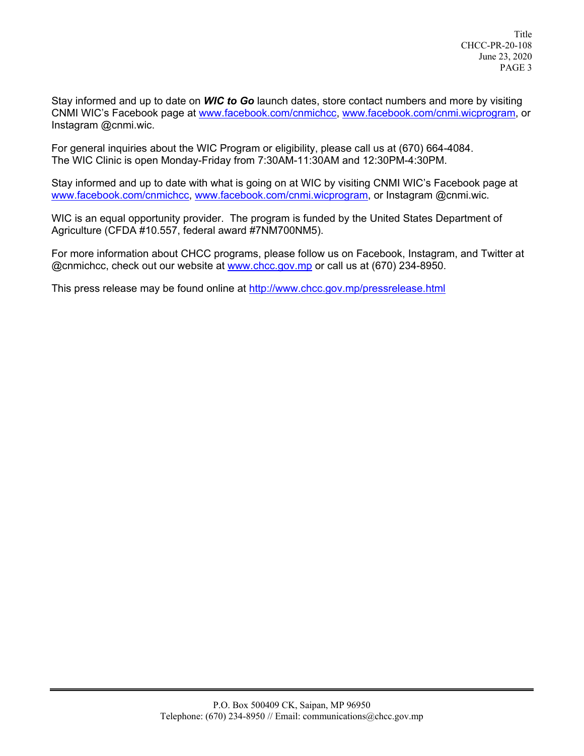Stay informed and up to date on ***WIC to Go*** launch dates, store contact numbers and more by visiting CNMI WIC's Facebook page at www.facebook.com/cnmichcc, www.facebook.com/cnmi.wicprogram, or Instagram @cnmi.wic.

For general inquiries about the WIC Program or eligibility, please call us at (670) 664-4084.
The WIC Clinic is open Monday-Friday from 7:30AM-11:30AM and 12:30PM-4:30PM.

Stay informed and up to date with what is going on at WIC by visiting CNMI WIC's Facebook page at www.facebook.com/cnmichcc, www.facebook.com/cnmi.wicprogram, or Instagram @cnmi.wic.

WIC is an equal opportunity provider. The program is funded by the United States Department of Agriculture (CFDA #10.557, federal award #7NM700NM5).

For more information about CHCC programs, please follow us on Facebook, Instagram, and Twitter at @cnmichcc, check out our website at www.chcc.gov.mp or call us at (670) 234-8950.

This press release may be found online at http://www.chcc.gov.mp/pressrelease.html